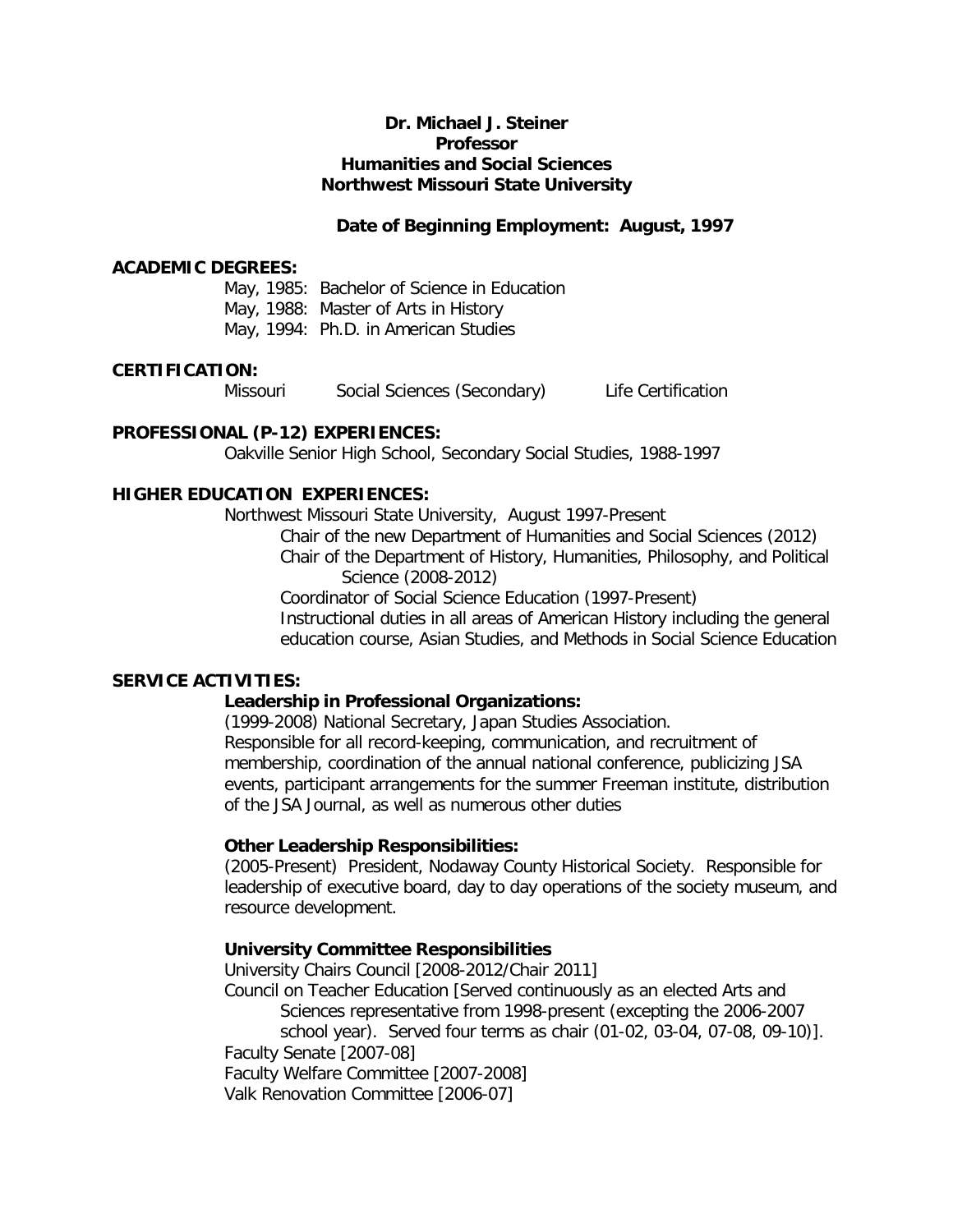**Dr. Michael J. Steiner**
**Professor**
**Humanities and Social Sciences**
**Northwest Missouri State University**

**Date of Beginning Employment: August, 1997**

## ACADEMIC DEGREES:

May, 1985: Bachelor of Science in Education
May, 1988: Master of Arts in History
May, 1994: Ph.D. in American Studies

## CERTIFICATION:

Missouri    Social Sciences (Secondary)    Life Certification

## PROFESSIONAL (P-12) EXPERIENCES:

Oakville Senior High School, Secondary Social Studies, 1988-1997

## HIGHER EDUCATION EXPERIENCES:

Northwest Missouri State University, August 1997-Present

- Chair of the new Department of Humanities and Social Sciences (2012)
- Chair of the Department of History, Humanities, Philosophy, and Political Science (2008-2012)
- Coordinator of Social Science Education (1997-Present)
- Instructional duties in all areas of American History including the general education course, Asian Studies, and Methods in Social Science Education

## SERVICE ACTIVITIES:

### Leadership in Professional Organizations:

(1999-2008) National Secretary, Japan Studies Association.
Responsible for all record-keeping, communication, and recruitment of membership, coordination of the annual national conference, publicizing JSA events, participant arrangements for the summer Freeman institute, distribution of the JSA Journal, as well as numerous other duties

### Other Leadership Responsibilities:

(2005-Present) President, Nodaway County Historical Society. Responsible for leadership of executive board, day to day operations of the society museum, and resource development.

### University Committee Responsibilities

University Chairs Council [2008-2012/Chair 2011]
Council on Teacher Education [Served continuously as an elected Arts and Sciences representative from 1998-present (excepting the 2006-2007 school year). Served four terms as chair (01-02, 03-04, 07-08, 09-10)].
Faculty Senate [2007-08]
Faculty Welfare Committee [2007-2008]
Valk Renovation Committee [2006-07]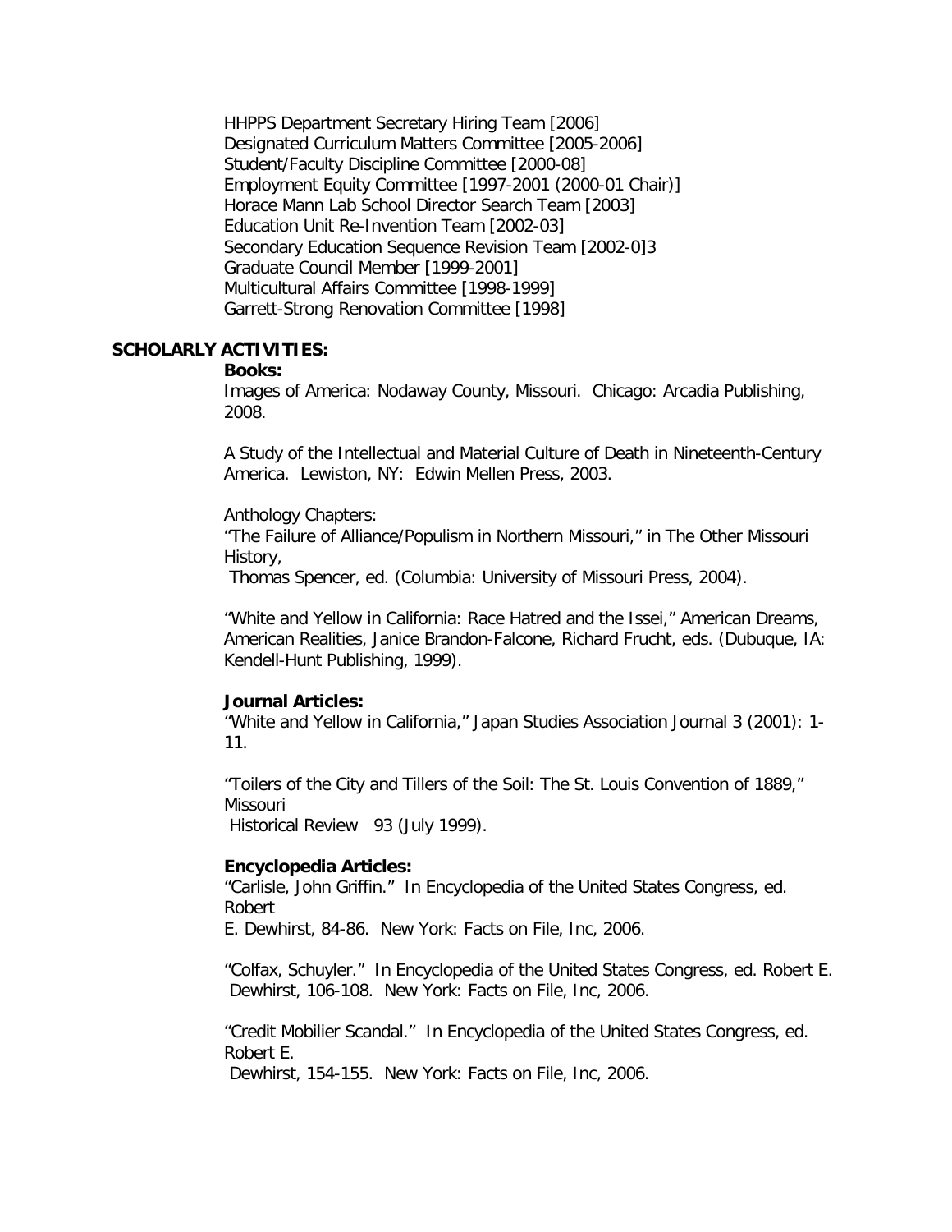HHPPS Department Secretary Hiring Team [2006]
Designated Curriculum Matters Committee [2005-2006]
Student/Faculty Discipline Committee [2000-08]
Employment Equity Committee [1997-2001 (2000-01 Chair)]
Horace Mann Lab School Director Search Team [2003]
Education Unit Re-Invention Team [2002-03]
Secondary Education Sequence Revision Team [2002-0]3
Graduate Council Member [1999-2001]
Multicultural Affairs Committee [1998-1999]
Garrett-Strong Renovation Committee [1998]

**SCHOLARLY ACTIVITIES:**

**Books:**

Images of America: Nodaway County, Missouri. Chicago: Arcadia Publishing, 2008.

A Study of the Intellectual and Material Culture of Death in Nineteenth-Century America. Lewiston, NY: Edwin Mellen Press, 2003.

Anthology Chapters:

"The Failure of Alliance/Populism in Northern Missouri," in The Other Missouri History,
Thomas Spencer, ed. (Columbia: University of Missouri Press, 2004).

"White and Yellow in California: Race Hatred and the Issei," American Dreams, American Realities, Janice Brandon-Falcone, Richard Frucht, eds. (Dubuque, IA: Kendell-Hunt Publishing, 1999).

**Journal Articles:**

"White and Yellow in California," Japan Studies Association Journal 3 (2001): 1-11.

"Toilers of the City and Tillers of the Soil: The St. Louis Convention of 1889," Missouri
Historical Review 93 (July 1999).

**Encyclopedia Articles:**

"Carlisle, John Griffin." In Encyclopedia of the United States Congress, ed. Robert
E. Dewhirst, 84-86. New York: Facts on File, Inc, 2006.

"Colfax, Schuyler." In Encyclopedia of the United States Congress, ed. Robert E.
Dewhirst, 106-108. New York: Facts on File, Inc, 2006.

"Credit Mobilier Scandal." In Encyclopedia of the United States Congress, ed. Robert E.
Dewhirst, 154-155. New York: Facts on File, Inc, 2006.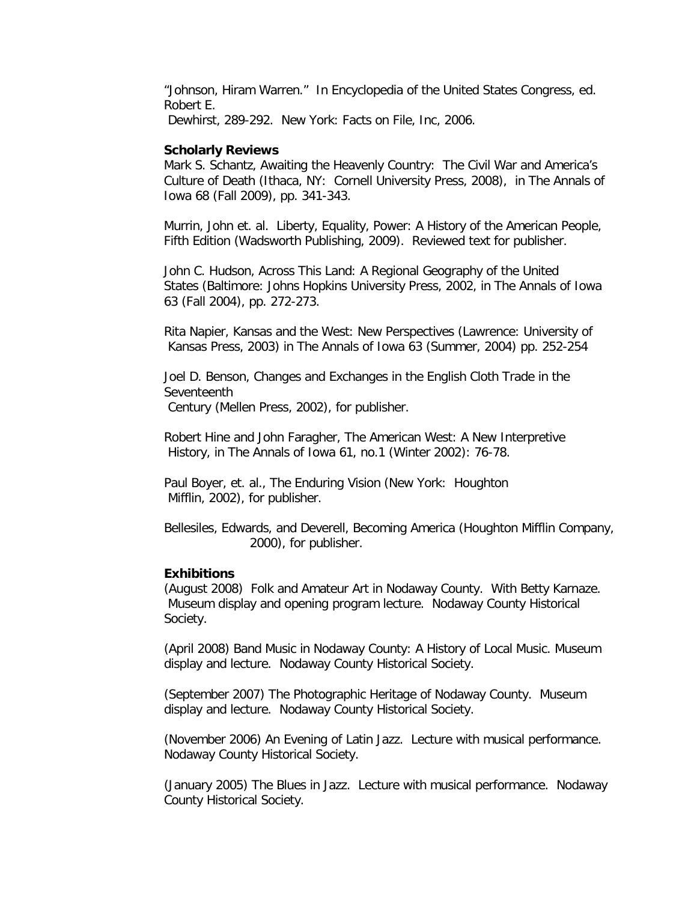"Johnson, Hiram Warren." In Encyclopedia of the United States Congress, ed. Robert E. Dewhirst, 289-292. New York: Facts on File, Inc, 2006.

**Scholarly Reviews**

Mark S. Schantz, Awaiting the Heavenly Country: The Civil War and America's Culture of Death (Ithaca, NY: Cornell University Press, 2008), in The Annals of Iowa 68 (Fall 2009), pp. 341-343.

Murrin, John et. al. Liberty, Equality, Power: A History of the American People, Fifth Edition (Wadsworth Publishing, 2009). Reviewed text for publisher.

John C. Hudson, Across This Land: A Regional Geography of the United States (Baltimore: Johns Hopkins University Press, 2002, in The Annals of Iowa 63 (Fall 2004), pp. 272-273.

Rita Napier, Kansas and the West: New Perspectives (Lawrence: University of Kansas Press, 2003) in The Annals of Iowa 63 (Summer, 2004) pp. 252-254

Joel D. Benson, Changes and Exchanges in the English Cloth Trade in the Seventeenth Century (Mellen Press, 2002), for publisher.

Robert Hine and John Faragher, The American West: A New Interpretive History, in The Annals of Iowa 61, no.1 (Winter 2002): 76-78.

Paul Boyer, et. al., The Enduring Vision (New York: Houghton Mifflin, 2002), for publisher.

Bellesiles, Edwards, and Deverell, Becoming America (Houghton Mifflin Company, 2000), for publisher.

**Exhibitions**

(August 2008) Folk and Amateur Art in Nodaway County. With Betty Karnaze. Museum display and opening program lecture. Nodaway County Historical Society.

(April 2008) Band Music in Nodaway County: A History of Local Music. Museum display and lecture. Nodaway County Historical Society.

(September 2007) The Photographic Heritage of Nodaway County. Museum display and lecture. Nodaway County Historical Society.

(November 2006) An Evening of Latin Jazz. Lecture with musical performance. Nodaway County Historical Society.

(January 2005) The Blues in Jazz. Lecture with musical performance. Nodaway County Historical Society.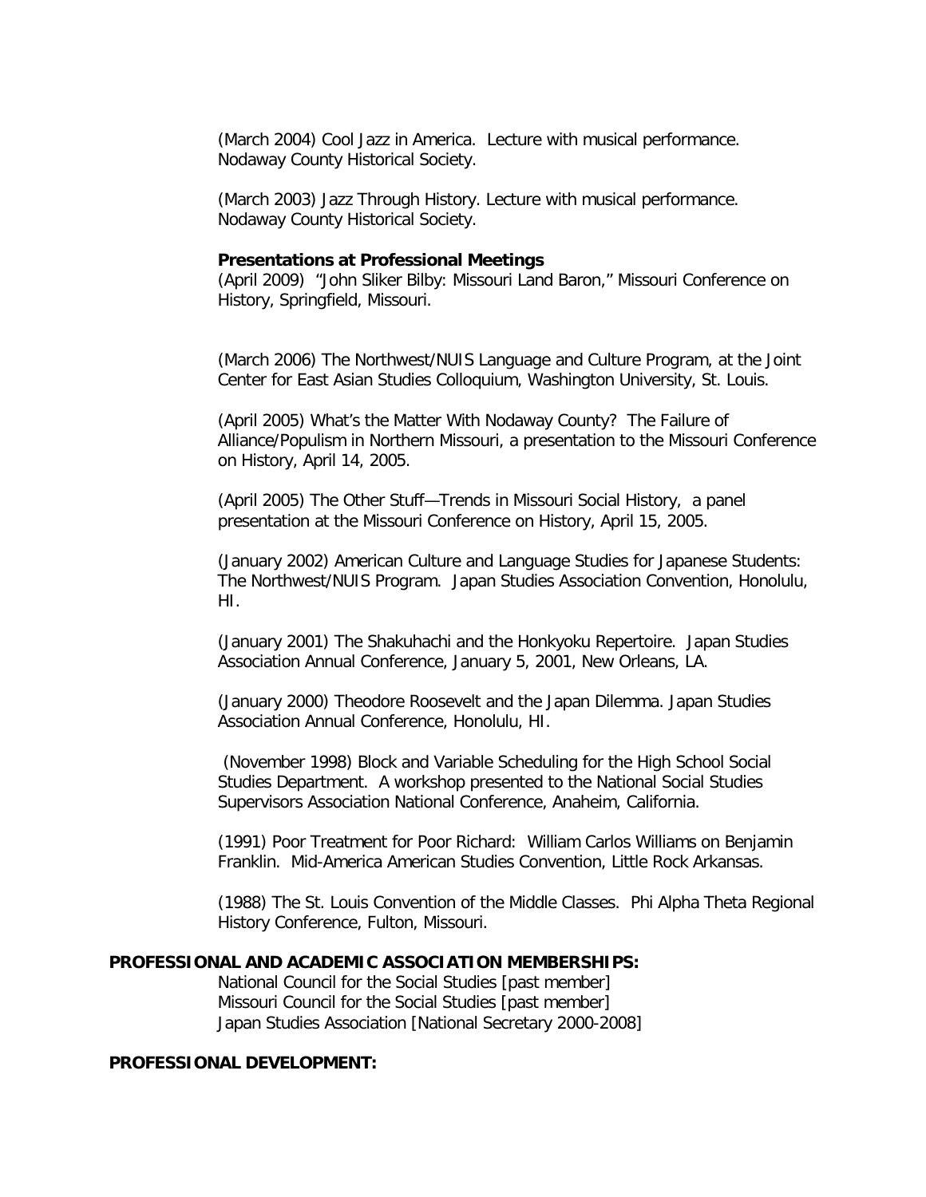(March 2004) Cool Jazz in America. Lecture with musical performance. Nodaway County Historical Society.

(March 2003) Jazz Through History. Lecture with musical performance. Nodaway County Historical Society.

**Presentations at Professional Meetings**

(April 2009) "John Sliker Bilby: Missouri Land Baron," Missouri Conference on History, Springfield, Missouri.

(March 2006) The Northwest/NUIS Language and Culture Program, at the Joint Center for East Asian Studies Colloquium, Washington University, St. Louis.

(April 2005) What's the Matter With Nodaway County? The Failure of Alliance/Populism in Northern Missouri, a presentation to the Missouri Conference on History, April 14, 2005.

(April 2005) The Other Stuff—Trends in Missouri Social History, a panel presentation at the Missouri Conference on History, April 15, 2005.

(January 2002) American Culture and Language Studies for Japanese Students: The Northwest/NUIS Program. Japan Studies Association Convention, Honolulu, HI.

(January 2001) The Shakuhachi and the Honkyoku Repertoire. Japan Studies Association Annual Conference, January 5, 2001, New Orleans, LA.

(January 2000) Theodore Roosevelt and the Japan Dilemma. Japan Studies Association Annual Conference, Honolulu, HI.

(November 1998) Block and Variable Scheduling for the High School Social Studies Department. A workshop presented to the National Social Studies Supervisors Association National Conference, Anaheim, California.

(1991) Poor Treatment for Poor Richard: William Carlos Williams on Benjamin Franklin. Mid-America American Studies Convention, Little Rock Arkansas.

(1988) The St. Louis Convention of the Middle Classes. Phi Alpha Theta Regional History Conference, Fulton, Missouri.

**PROFESSIONAL AND ACADEMIC ASSOCIATION MEMBERSHIPS:**

National Council for the Social Studies [past member]
Missouri Council for the Social Studies [past member]
Japan Studies Association [National Secretary 2000-2008]

**PROFESSIONAL DEVELOPMENT:**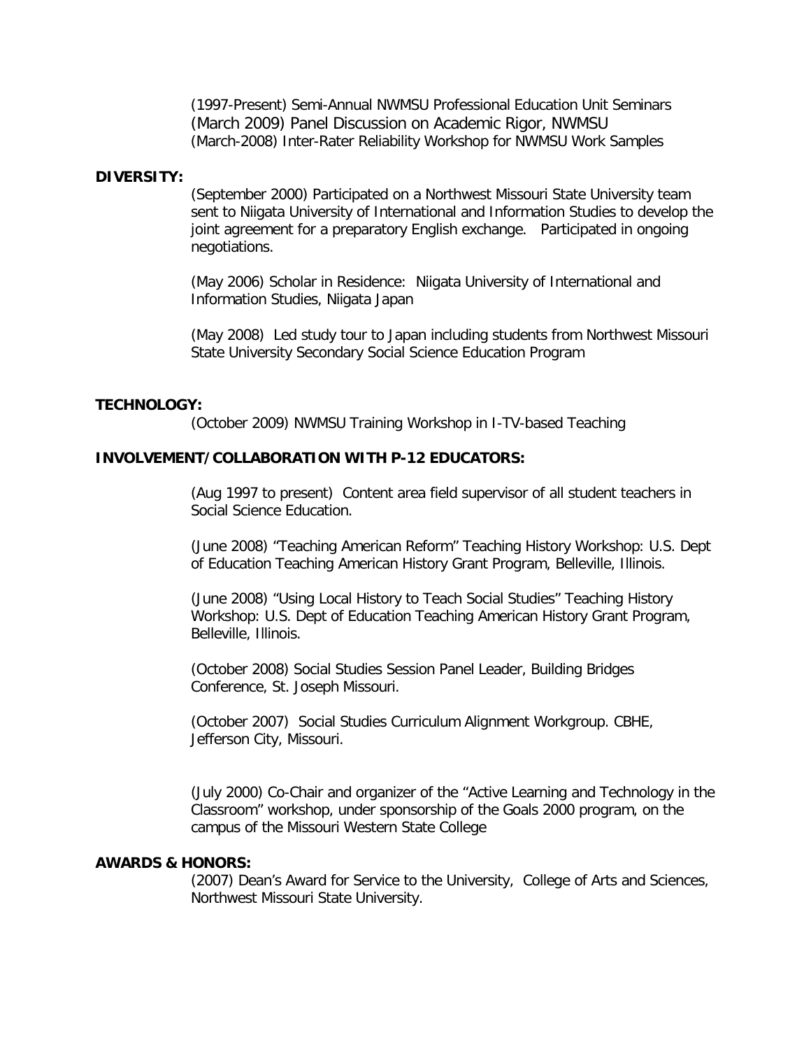(1997-Present) Semi-Annual NWMSU Professional Education Unit Seminars
(March 2009) Panel Discussion on Academic Rigor, NWMSU
(March-2008) Inter-Rater Reliability Workshop for NWMSU Work Samples

**DIVERSITY:**

(September 2000) Participated on a Northwest Missouri State University team sent to Niigata University of International and Information Studies to develop the joint agreement for a preparatory English exchange. Participated in ongoing negotiations.

(May 2006) Scholar in Residence: Niigata University of International and Information Studies, Niigata Japan

(May 2008) Led study tour to Japan including students from Northwest Missouri State University Secondary Social Science Education Program

**TECHNOLOGY:**

(October 2009) NWMSU Training Workshop in I-TV-based Teaching

**INVOLVEMENT/COLLABORATION WITH P-12 EDUCATORS:**

(Aug 1997 to present) Content area field supervisor of all student teachers in Social Science Education.

(June 2008) "Teaching American Reform" Teaching History Workshop: U.S. Dept of Education Teaching American History Grant Program, Belleville, Illinois.

(June 2008) "Using Local History to Teach Social Studies" Teaching History Workshop: U.S. Dept of Education Teaching American History Grant Program, Belleville, Illinois.

(October 2008) Social Studies Session Panel Leader, Building Bridges Conference, St. Joseph Missouri.

(October 2007) Social Studies Curriculum Alignment Workgroup. CBHE, Jefferson City, Missouri.

(July 2000) Co-Chair and organizer of the "Active Learning and Technology in the Classroom" workshop, under sponsorship of the Goals 2000 program, on the campus of the Missouri Western State College

**AWARDS & HONORS:**

(2007) Dean's Award for Service to the University, College of Arts and Sciences, Northwest Missouri State University.